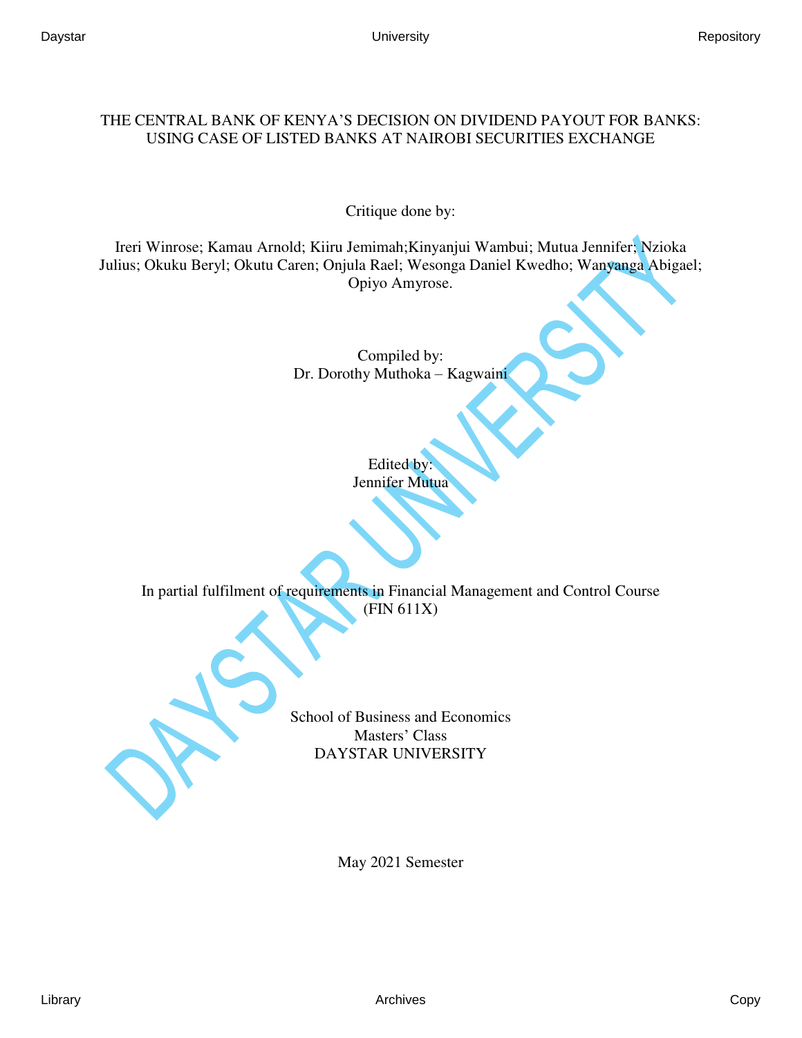# THE CENTRAL BANK OF KENYA'S DECISION ON DIVIDEND PAYOUT FOR BANKS: USING CASE OF LISTED BANKS AT NAIROBI SECURITIES EXCHANGE

Critique done by:

Ireri Winrose; Kamau Arnold; Kiiru Jemimah;Kinyanjui Wambui; Mutua Jennifer; Nzioka Julius; Okuku Beryl; Okutu Caren; Onjula Rael; Wesonga Daniel Kwedho; Wanyanga Abigael; Opiyo Amyrose.

Compiled by:
Dr. Dorothy Muthoka – Kagwaini

Edited by:
Jennifer Mutua

In partial fulfilment of requirements in Financial Management and Control Course (FIN 611X)

School of Business and Economics
Masters' Class
DAYSTAR UNIVERSITY

May 2021 Semester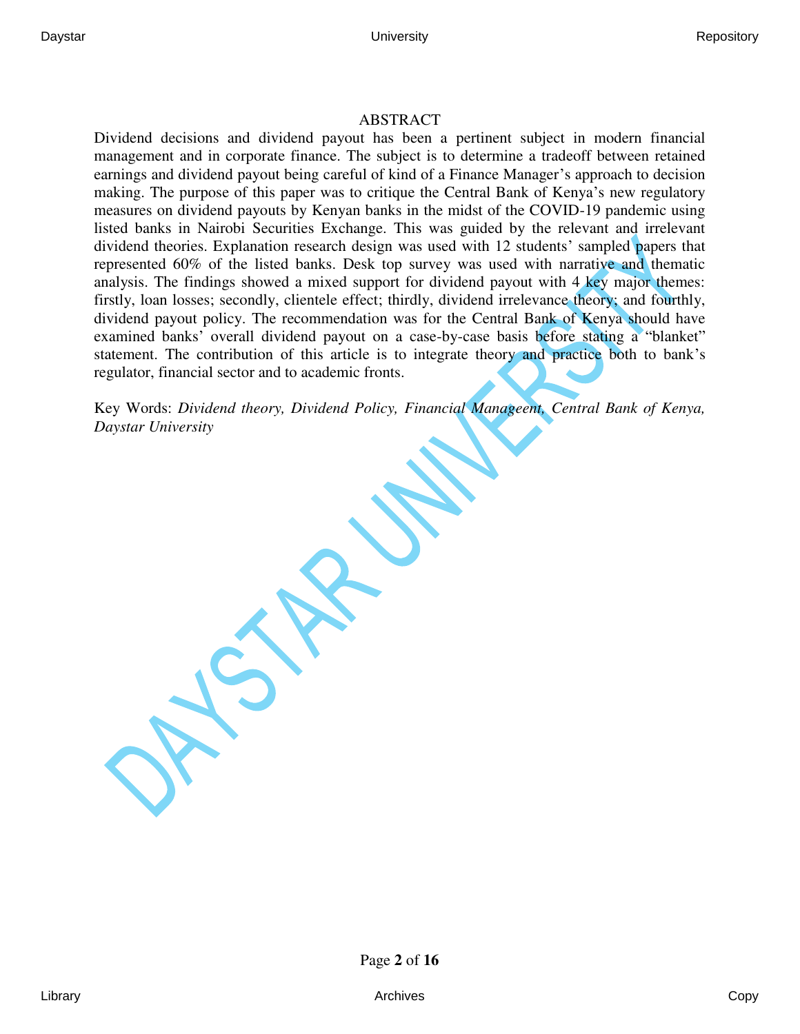## ABSTRACT

Dividend decisions and dividend payout has been a pertinent subject in modern financial management and in corporate finance. The subject is to determine a tradeoff between retained earnings and dividend payout being careful of kind of a Finance Manager's approach to decision making. The purpose of this paper was to critique the Central Bank of Kenya's new regulatory measures on dividend payouts by Kenyan banks in the midst of the COVID-19 pandemic using listed banks in Nairobi Securities Exchange. This was guided by the relevant and irrelevant dividend theories. Explanation research design was used with 12 students' sampled papers that represented 60% of the listed banks. Desk top survey was used with narrative and thematic analysis. The findings showed a mixed support for dividend payout with 4 key major themes: firstly, loan losses; secondly, clientele effect; thirdly, dividend irrelevance theory; and fourthly, dividend payout policy. The recommendation was for the Central Bank of Kenya should have examined banks' overall dividend payout on a case-by-case basis before stating a "blanket" statement. The contribution of this article is to integrate theory and practice both to bank's regulator, financial sector and to academic fronts.

Key Words: *Dividend theory, Dividend Policy, Financial Manageent, Central Bank of Kenya, Daystar University*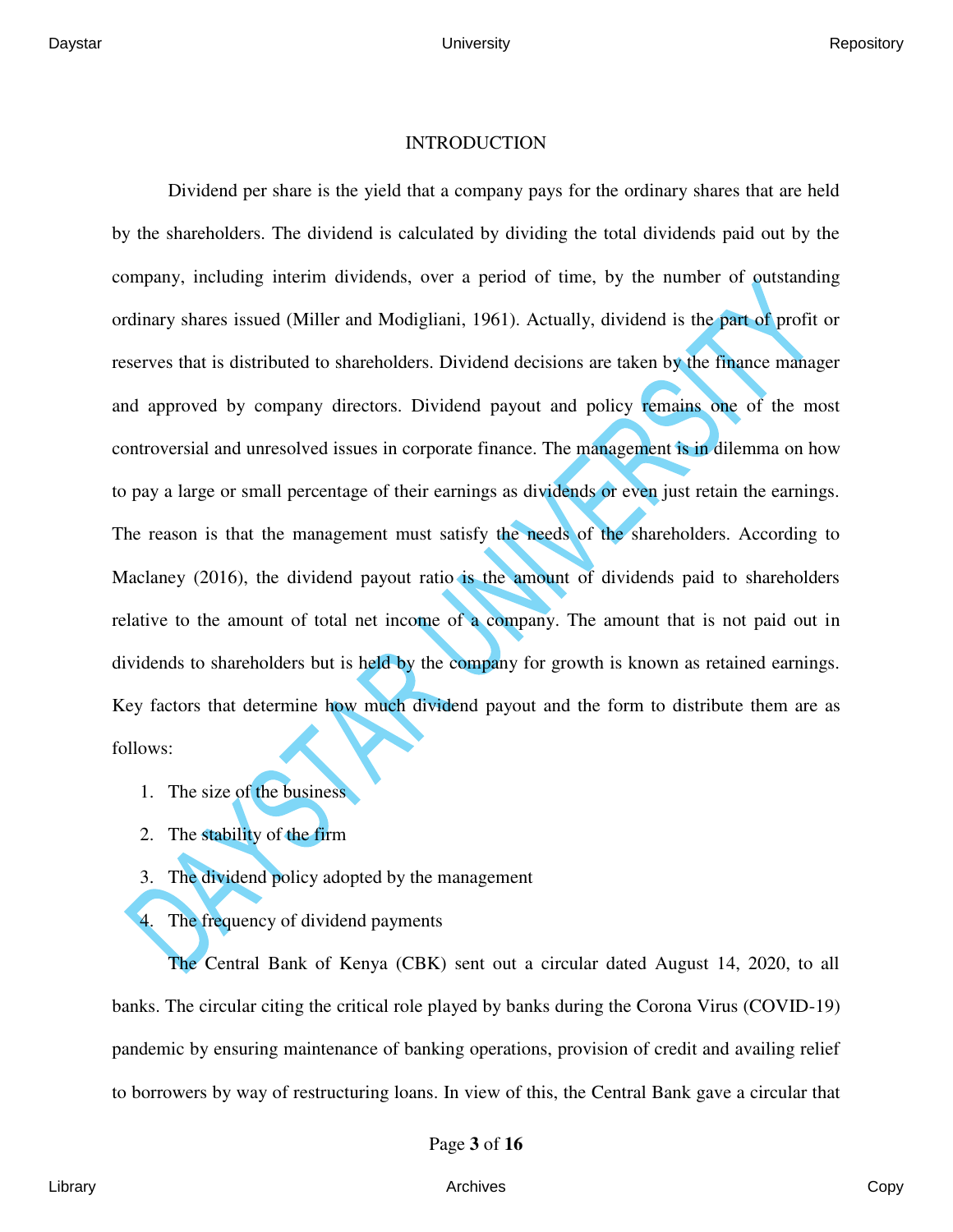# INTRODUCTION

Dividend per share is the yield that a company pays for the ordinary shares that are held by the shareholders. The dividend is calculated by dividing the total dividends paid out by the company, including interim dividends, over a period of time, by the number of outstanding ordinary shares issued (Miller and Modigliani, 1961). Actually, dividend is the part of profit or reserves that is distributed to shareholders. Dividend decisions are taken by the finance manager and approved by company directors. Dividend payout and policy remains one of the most controversial and unresolved issues in corporate finance. The management is in dilemma on how to pay a large or small percentage of their earnings as dividends or even just retain the earnings. The reason is that the management must satisfy the needs of the shareholders. According to Maclaney (2016), the dividend payout ratio is the amount of dividends paid to shareholders relative to the amount of total net income of a company. The amount that is not paid out in dividends to shareholders but is held by the company for growth is known as retained earnings. Key factors that determine how much dividend payout and the form to distribute them are as follows:

1. The size of the business
2. The stability of the firm
3. The dividend policy adopted by the management
4. The frequency of dividend payments

The Central Bank of Kenya (CBK) sent out a circular dated August 14, 2020, to all banks. The circular citing the critical role played by banks during the Corona Virus (COVID-19) pandemic by ensuring maintenance of banking operations, provision of credit and availing relief to borrowers by way of restructuring loans. In view of this, the Central Bank gave a circular that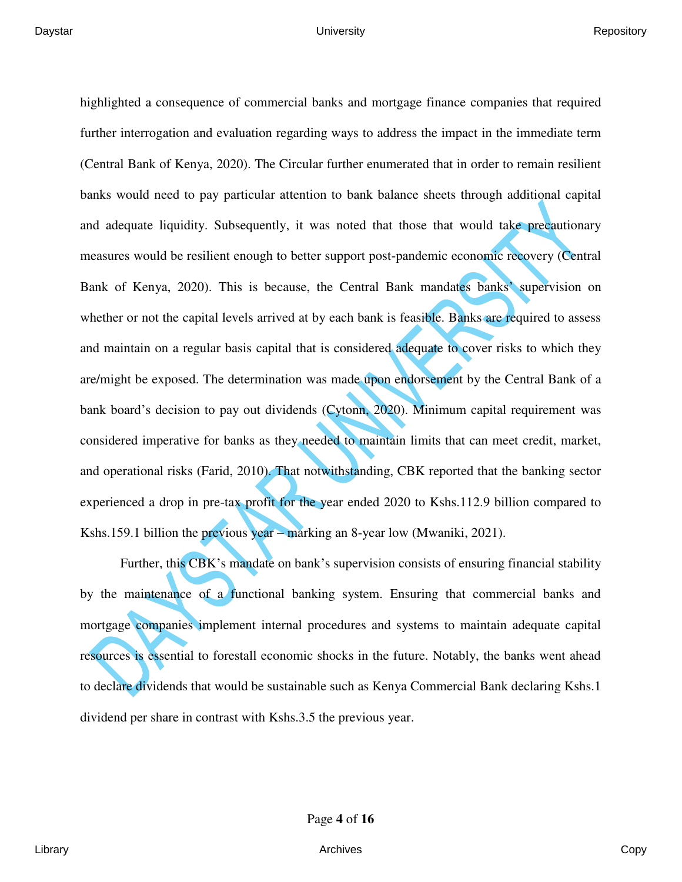highlighted a consequence of commercial banks and mortgage finance companies that required further interrogation and evaluation regarding ways to address the impact in the immediate term (Central Bank of Kenya, 2020). The Circular further enumerated that in order to remain resilient banks would need to pay particular attention to bank balance sheets through additional capital and adequate liquidity. Subsequently, it was noted that those that would take precautionary measures would be resilient enough to better support post-pandemic economic recovery (Central Bank of Kenya, 2020). This is because, the Central Bank mandates banks' supervision on whether or not the capital levels arrived at by each bank is feasible. Banks are required to assess and maintain on a regular basis capital that is considered adequate to cover risks to which they are/might be exposed. The determination was made upon endorsement by the Central Bank of a bank board's decision to pay out dividends (Cytonn, 2020). Minimum capital requirement was considered imperative for banks as they needed to maintain limits that can meet credit, market, and operational risks (Farid, 2010). That notwithstanding, CBK reported that the banking sector experienced a drop in pre-tax profit for the year ended 2020 to Kshs.112.9 billion compared to Kshs.159.1 billion the previous year – marking an 8-year low (Mwaniki, 2021).

Further, this CBK's mandate on bank's supervision consists of ensuring financial stability by the maintenance of a functional banking system. Ensuring that commercial banks and mortgage companies implement internal procedures and systems to maintain adequate capital resources is essential to forestall economic shocks in the future. Notably, the banks went ahead to declare dividends that would be sustainable such as Kenya Commercial Bank declaring Kshs.1 dividend per share in contrast with Kshs.3.5 the previous year.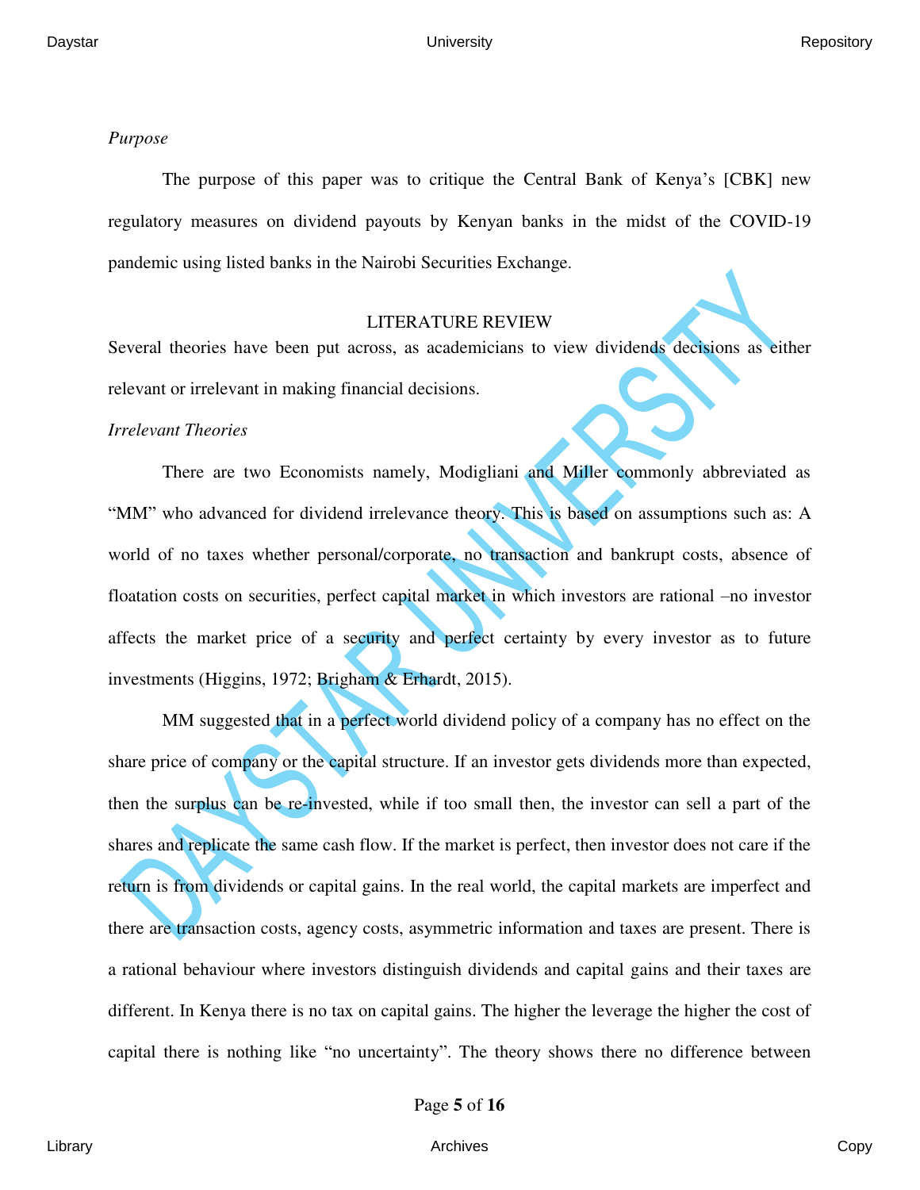*Purpose*

The purpose of this paper was to critique the Central Bank of Kenya's [CBK] new regulatory measures on dividend payouts by Kenyan banks in the midst of the COVID-19 pandemic using listed banks in the Nairobi Securities Exchange.

## LITERATURE REVIEW

Several theories have been put across, as academicians to view dividends decisions as either relevant or irrelevant in making financial decisions.

*Irrelevant Theories*

There are two Economists namely, Modigliani and Miller commonly abbreviated as "MM" who advanced for dividend irrelevance theory. This is based on assumptions such as: A world of no taxes whether personal/corporate, no transaction and bankrupt costs, absence of floatation costs on securities, perfect capital market in which investors are rational –no investor affects the market price of a security and perfect certainty by every investor as to future investments (Higgins, 1972; Brigham & Erhardt, 2015).

MM suggested that in a perfect world dividend policy of a company has no effect on the share price of company or the capital structure. If an investor gets dividends more than expected, then the surplus can be re-invested, while if too small then, the investor can sell a part of the shares and replicate the same cash flow. If the market is perfect, then investor does not care if the return is from dividends or capital gains. In the real world, the capital markets are imperfect and there are transaction costs, agency costs, asymmetric information and taxes are present. There is a rational behaviour where investors distinguish dividends and capital gains and their taxes are different. In Kenya there is no tax on capital gains. The higher the leverage the higher the cost of capital there is nothing like "no uncertainty". The theory shows there no difference between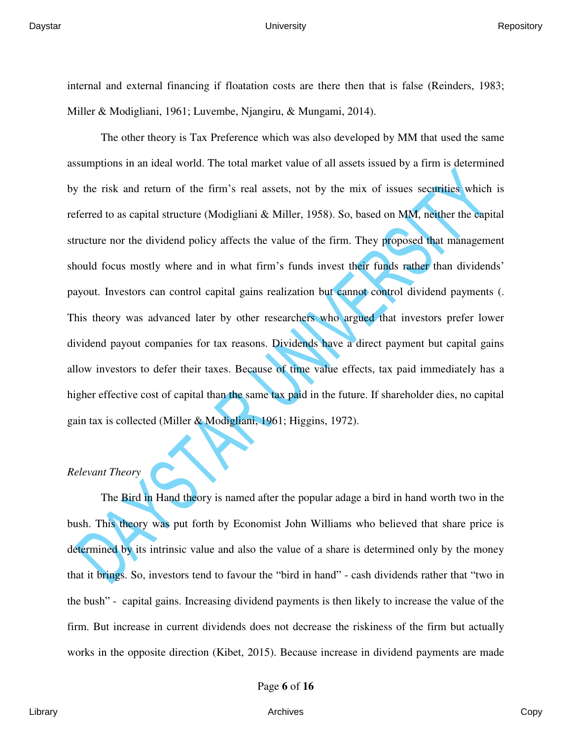internal and external financing if floatation costs are there then that is false (Reinders, 1983; Miller & Modigliani, 1961; Luvembe, Njangiru, & Mungami, 2014).

The other theory is Tax Preference which was also developed by MM that used the same assumptions in an ideal world. The total market value of all assets issued by a firm is determined by the risk and return of the firm's real assets, not by the mix of issues securities which is referred to as capital structure (Modigliani & Miller, 1958). So, based on MM, neither the capital structure nor the dividend policy affects the value of the firm. They proposed that management should focus mostly where and in what firm's funds invest their funds rather than dividends' payout. Investors can control capital gains realization but cannot control dividend payments (. This theory was advanced later by other researchers who argued that investors prefer lower dividend payout companies for tax reasons. Dividends have a direct payment but capital gains allow investors to defer their taxes. Because of time value effects, tax paid immediately has a higher effective cost of capital than the same tax paid in the future. If shareholder dies, no capital gain tax is collected (Miller & Modigliani, 1961; Higgins, 1972).

*Relevant Theory*

The Bird in Hand theory is named after the popular adage a bird in hand worth two in the bush. This theory was put forth by Economist John Williams who believed that share price is determined by its intrinsic value and also the value of a share is determined only by the money that it brings. So, investors tend to favour the "bird in hand" - cash dividends rather that "two in the bush" - capital gains. Increasing dividend payments is then likely to increase the value of the firm. But increase in current dividends does not decrease the riskiness of the firm but actually works in the opposite direction (Kibet, 2015). Because increase in dividend payments are made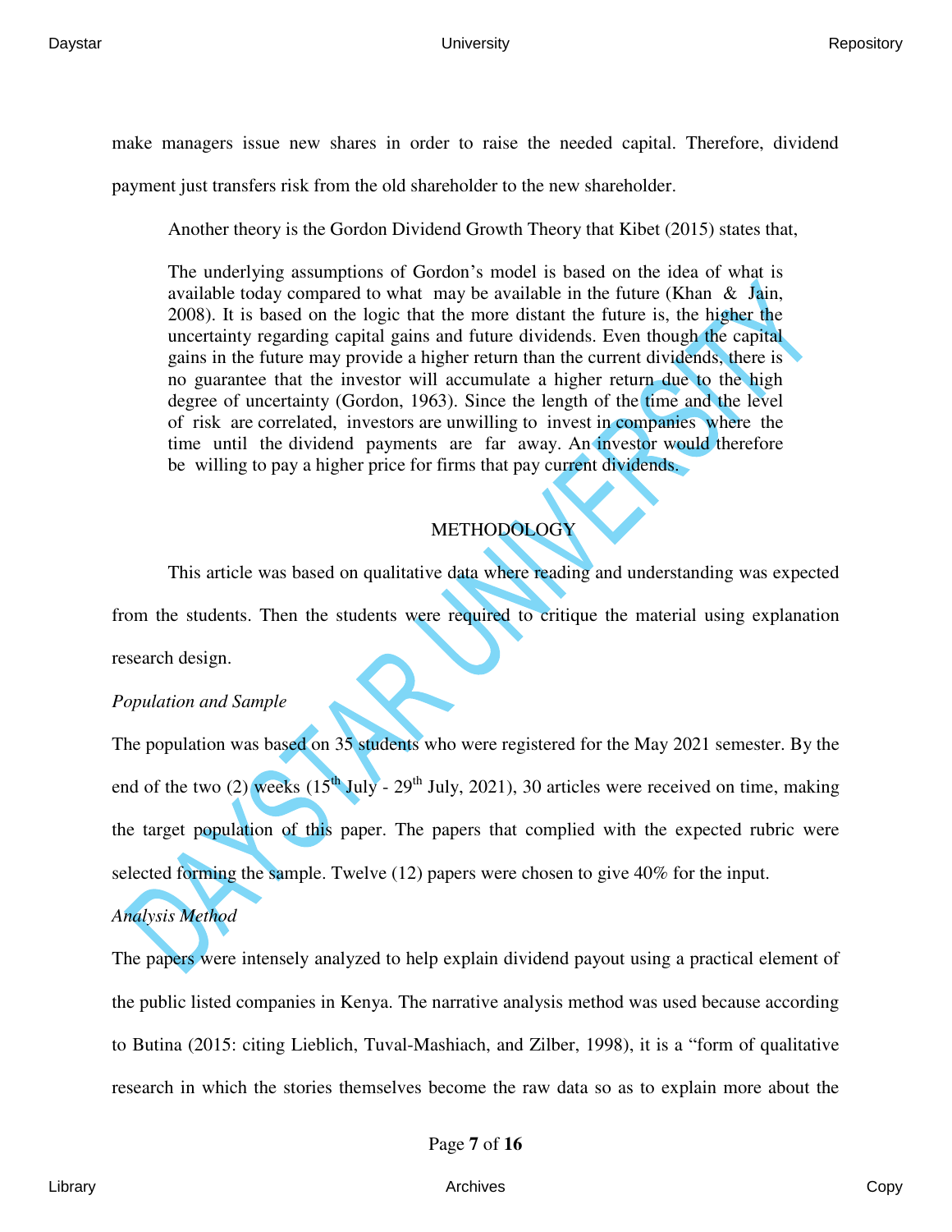make managers issue new shares in order to raise the needed capital. Therefore, dividend payment just transfers risk from the old shareholder to the new shareholder.

Another theory is the Gordon Dividend Growth Theory that Kibet (2015) states that,

> The underlying assumptions of Gordon's model is based on the idea of what is available today compared to what may be available in the future (Khan & Jain, 2008). It is based on the logic that the more distant the future is, the higher the uncertainty regarding capital gains and future dividends. Even though the capital gains in the future may provide a higher return than the current dividends, there is no guarantee that the investor will accumulate a higher return due to the high degree of uncertainty (Gordon, 1963). Since the length of the time and the level of risk are correlated, investors are unwilling to invest in companies where the time until the dividend payments are far away. An investor would therefore be willing to pay a higher price for firms that pay current dividends.

## METHODOLOGY

This article was based on qualitative data where reading and understanding was expected from the students. Then the students were required to critique the material using explanation research design.

*Population and Sample*

The population was based on 35 students who were registered for the May 2021 semester. By the end of the two (2) weeks (15th July - 29th July, 2021), 30 articles were received on time, making the target population of this paper. The papers that complied with the expected rubric were selected forming the sample. Twelve (12) papers were chosen to give 40% for the input.

*Analysis Method*

The papers were intensely analyzed to help explain dividend payout using a practical element of the public listed companies in Kenya. The narrative analysis method was used because according to Butina (2015: citing Lieblich, Tuval-Mashiach, and Zilber, 1998), it is a "form of qualitative research in which the stories themselves become the raw data so as to explain more about the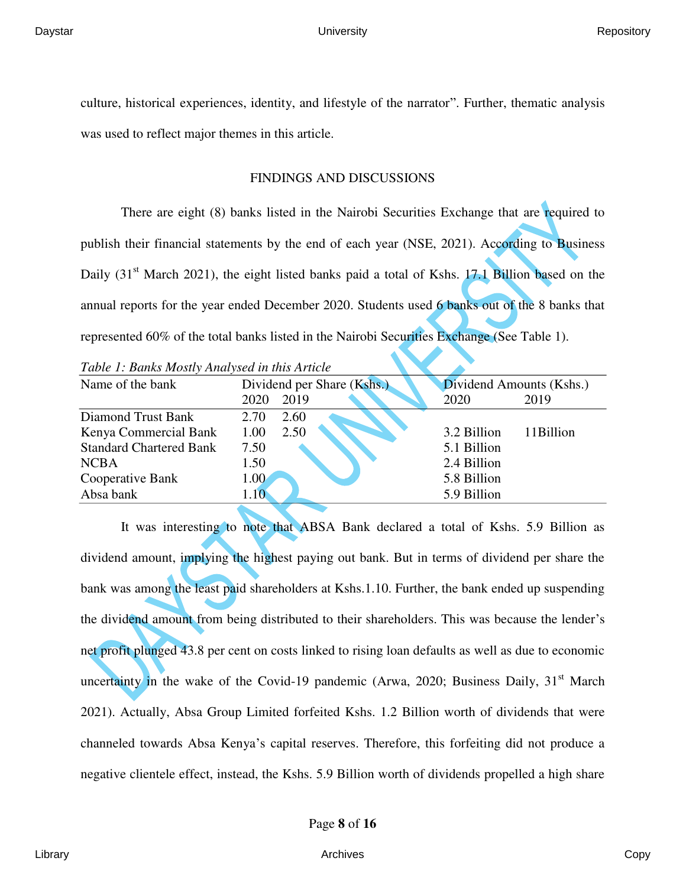culture, historical experiences, identity, and lifestyle of the narrator". Further, thematic analysis was used to reflect major themes in this article.

## FINDINGS AND DISCUSSIONS

There are eight (8) banks listed in the Nairobi Securities Exchange that are required to publish their financial statements by the end of each year (NSE, 2021). According to Business Daily (31st March 2021), the eight listed banks paid a total of Kshs. 17.1 Billion based on the annual reports for the year ended December 2020. Students used 6 banks out of the 8 banks that represented 60% of the total banks listed in the Nairobi Securities Exchange (See Table 1).

*Table 1: Banks Mostly Analysed in this Article*

| Name of the bank | Dividend per Share (Kshs.) | | Dividend Amounts (Kshs.) | |
|---|---|---|---|---|
| | 2020 | 2019 | 2020 | 2019 |
| Diamond Trust Bank | 2.70 | 2.60 | | |
| Kenya Commercial Bank | 1.00 | 2.50 | 3.2 Billion | 11Billion |
| Standard Chartered Bank | 7.50 | | 5.1 Billion | |
| NCBA | 1.50 | | 2.4 Billion | |
| Cooperative Bank | 1.00 | | 5.8 Billion | |
| Absa bank | 1.10 | | 5.9 Billion | |

It was interesting to note that ABSA Bank declared a total of Kshs. 5.9 Billion as dividend amount, implying the highest paying out bank. But in terms of dividend per share the bank was among the least paid shareholders at Kshs.1.10. Further, the bank ended up suspending the dividend amount from being distributed to their shareholders. This was because the lender's net profit plunged 43.8 per cent on costs linked to rising loan defaults as well as due to economic uncertainty in the wake of the Covid-19 pandemic (Arwa, 2020; Business Daily, 31st March 2021). Actually, Absa Group Limited forfeited Kshs. 1.2 Billion worth of dividends that were channeled towards Absa Kenya's capital reserves. Therefore, this forfeiting did not produce a negative clientele effect, instead, the Kshs. 5.9 Billion worth of dividends propelled a high share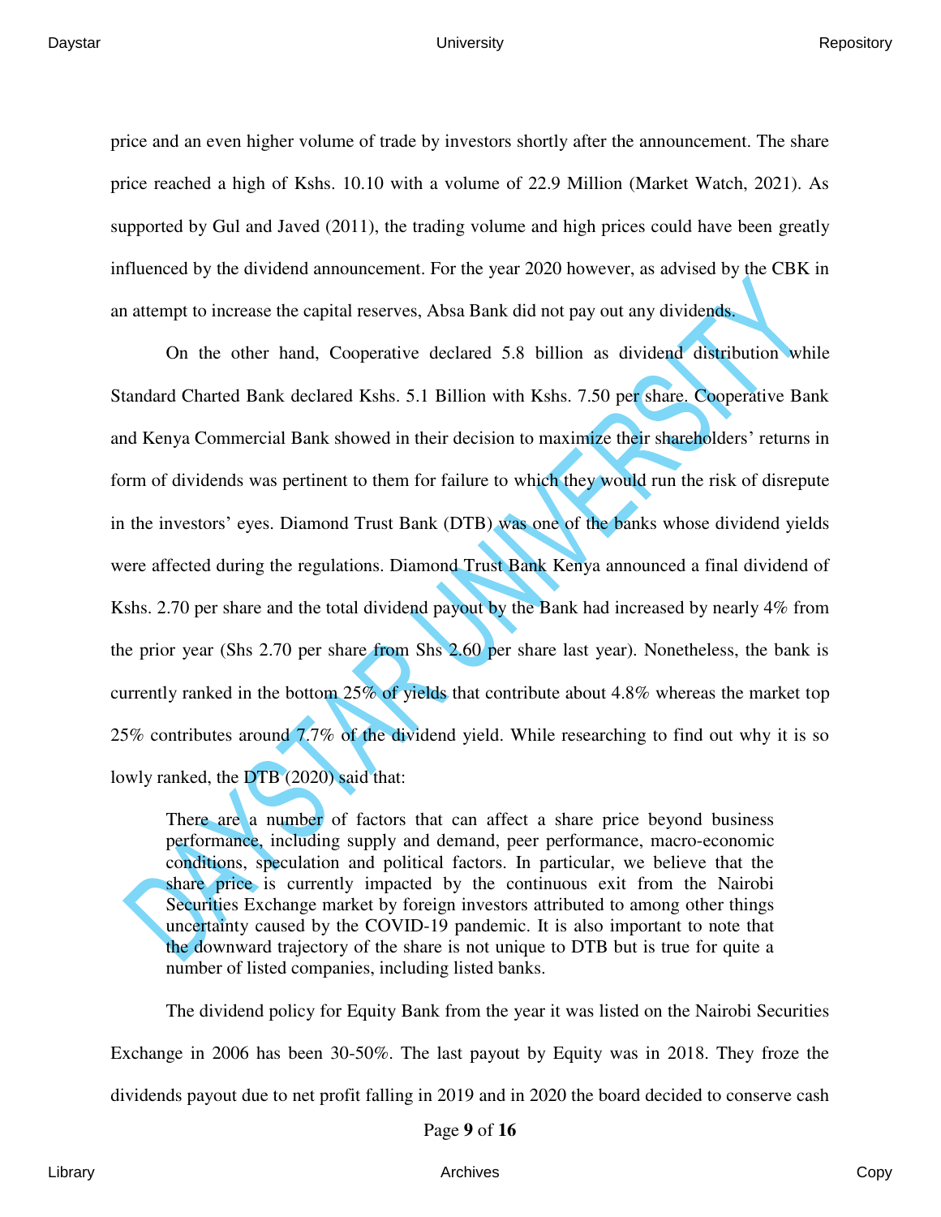price and an even higher volume of trade by investors shortly after the announcement. The share price reached a high of Kshs. 10.10 with a volume of 22.9 Million (Market Watch, 2021). As supported by Gul and Javed (2011), the trading volume and high prices could have been greatly influenced by the dividend announcement. For the year 2020 however, as advised by the CBK in an attempt to increase the capital reserves, Absa Bank did not pay out any dividends.

On the other hand, Cooperative declared 5.8 billion as dividend distribution while Standard Charted Bank declared Kshs. 5.1 Billion with Kshs. 7.50 per share. Cooperative Bank and Kenya Commercial Bank showed in their decision to maximize their shareholders' returns in form of dividends was pertinent to them for failure to which they would run the risk of disrepute in the investors' eyes. Diamond Trust Bank (DTB) was one of the banks whose dividend yields were affected during the regulations. Diamond Trust Bank Kenya announced a final dividend of Kshs. 2.70 per share and the total dividend payout by the Bank had increased by nearly 4% from the prior year (Shs 2.70 per share from Shs 2.60 per share last year). Nonetheless, the bank is currently ranked in the bottom 25% of yields that contribute about 4.8% whereas the market top 25% contributes around 7.7% of the dividend yield. While researching to find out why it is so lowly ranked, the DTB (2020) said that:

> There are a number of factors that can affect a share price beyond business performance, including supply and demand, peer performance, macro-economic conditions, speculation and political factors. In particular, we believe that the share price is currently impacted by the continuous exit from the Nairobi Securities Exchange market by foreign investors attributed to among other things uncertainty caused by the COVID-19 pandemic. It is also important to note that the downward trajectory of the share is not unique to DTB but is true for quite a number of listed companies, including listed banks.

The dividend policy for Equity Bank from the year it was listed on the Nairobi Securities Exchange in 2006 has been 30-50%. The last payout by Equity was in 2018. They froze the dividends payout due to net profit falling in 2019 and in 2020 the board decided to conserve cash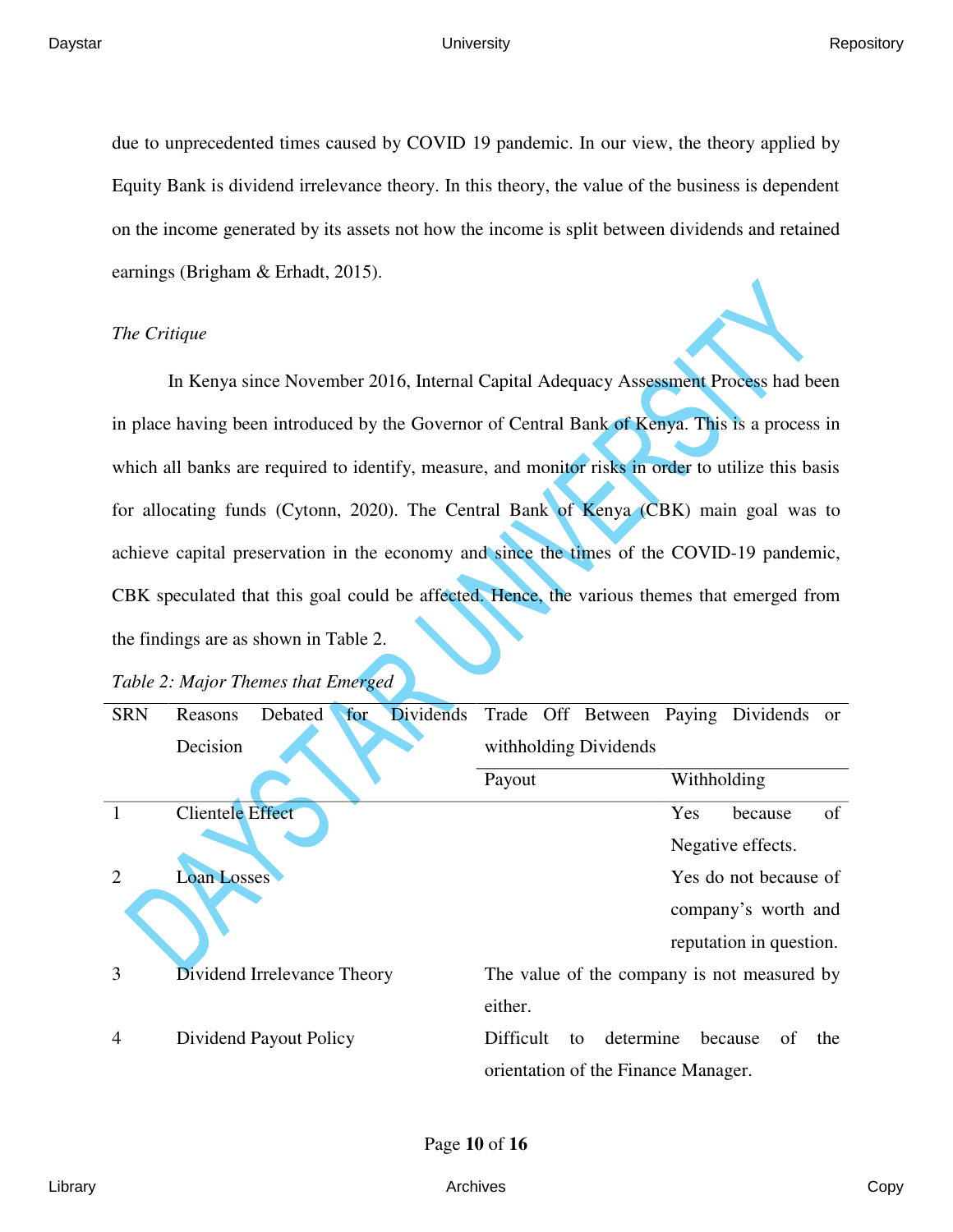due to unprecedented times caused by COVID 19 pandemic. In our view, the theory applied by Equity Bank is dividend irrelevance theory. In this theory, the value of the business is dependent on the income generated by its assets not how the income is split between dividends and retained earnings (Brigham & Erhadt, 2015).

*The Critique*

In Kenya since November 2016, Internal Capital Adequacy Assessment Process had been in place having been introduced by the Governor of Central Bank of Kenya. This is a process in which all banks are required to identify, measure, and monitor risks in order to utilize this basis for allocating funds (Cytonn, 2020). The Central Bank of Kenya (CBK) main goal was to achieve capital preservation in the economy and since the times of the COVID-19 pandemic, CBK speculated that this goal could be affected. Hence, the various themes that emerged from the findings are as shown in Table 2.

*Table 2: Major Themes that Emerged*

| SRN | Reasons Debated for Dividends Decision | Trade Off Between Paying Dividends or withholding Dividends | |
|---|---|---|---|
| | | Payout | Withholding |
| 1 | Clientele Effect | | Yes because of Negative effects. |
| 2 | Loan Losses | | Yes do not because of company's worth and reputation in question. |
| 3 | Dividend Irrelevance Theory | The value of the company is not measured by either. | |
| 4 | Dividend Payout Policy | Difficult to determine because of the orientation of the Finance Manager. | |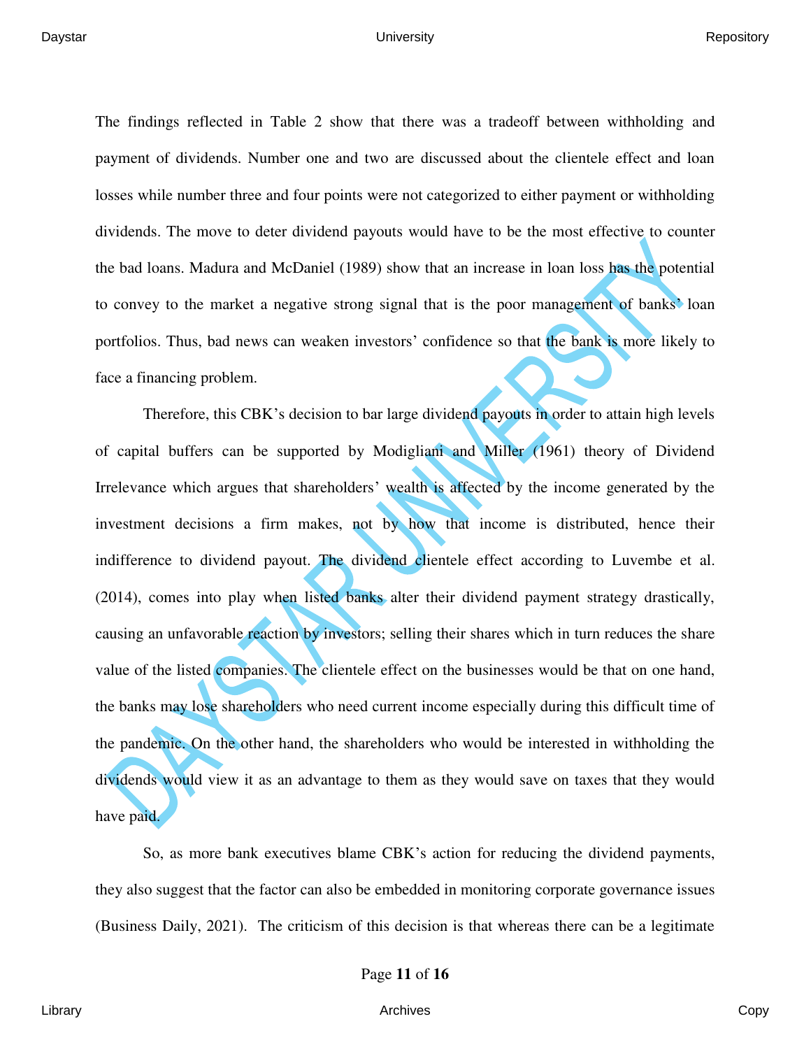The findings reflected in Table 2 show that there was a tradeoff between withholding and payment of dividends. Number one and two are discussed about the clientele effect and loan losses while number three and four points were not categorized to either payment or withholding dividends. The move to deter dividend payouts would have to be the most effective to counter the bad loans. Madura and McDaniel (1989) show that an increase in loan loss has the potential to convey to the market a negative strong signal that is the poor management of banks' loan portfolios. Thus, bad news can weaken investors' confidence so that the bank is more likely to face a financing problem.

Therefore, this CBK's decision to bar large dividend payouts in order to attain high levels of capital buffers can be supported by Modigliani and Miller (1961) theory of Dividend Irrelevance which argues that shareholders' wealth is affected by the income generated by the investment decisions a firm makes, not by how that income is distributed, hence their indifference to dividend payout. The dividend clientele effect according to Luvembe et al. (2014), comes into play when listed banks alter their dividend payment strategy drastically, causing an unfavorable reaction by investors; selling their shares which in turn reduces the share value of the listed companies. The clientele effect on the businesses would be that on one hand, the banks may lose shareholders who need current income especially during this difficult time of the pandemic. On the other hand, the shareholders who would be interested in withholding the dividends would view it as an advantage to them as they would save on taxes that they would have paid.

So, as more bank executives blame CBK's action for reducing the dividend payments, they also suggest that the factor can also be embedded in monitoring corporate governance issues (Business Daily, 2021). The criticism of this decision is that whereas there can be a legitimate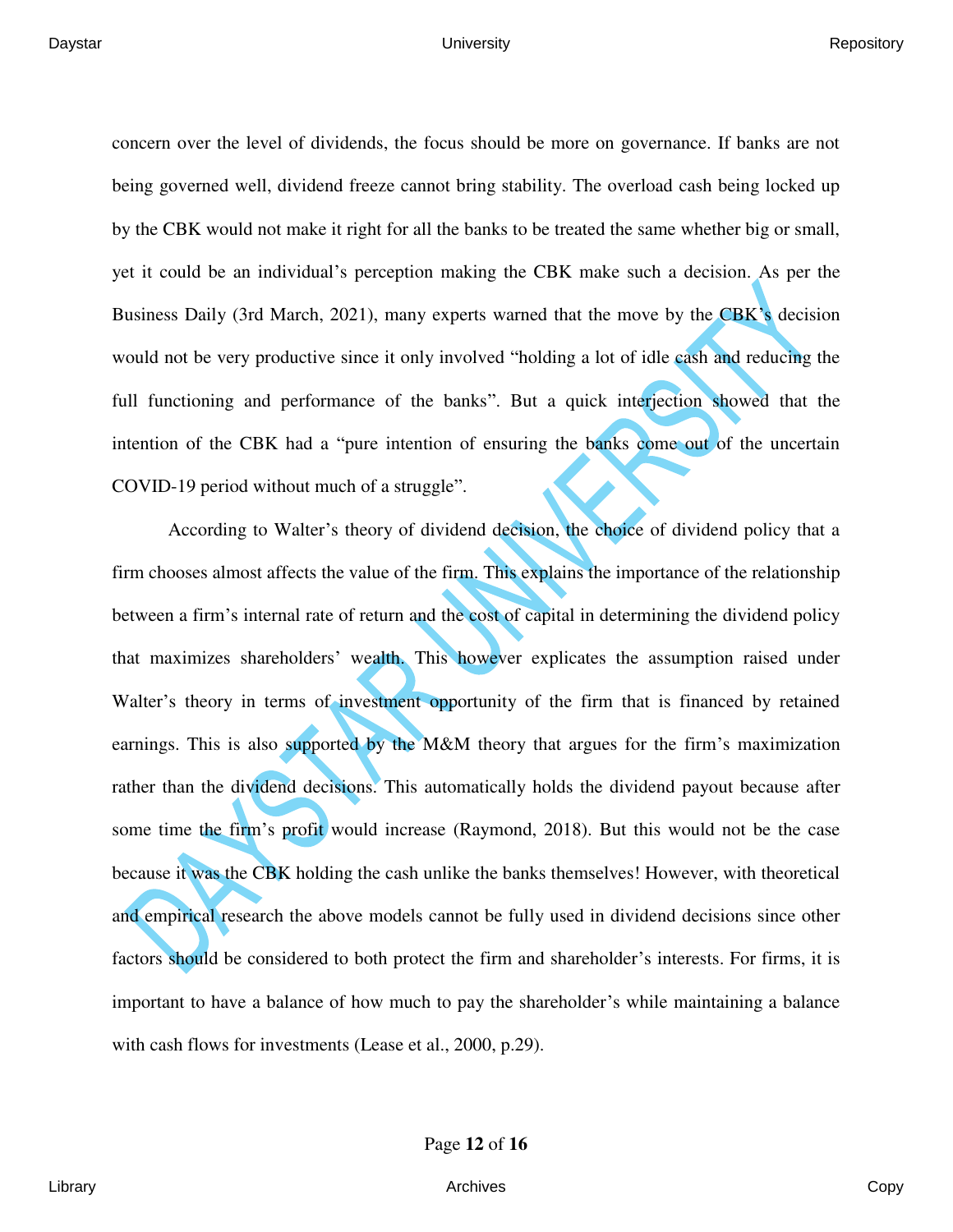concern over the level of dividends, the focus should be more on governance. If banks are not being governed well, dividend freeze cannot bring stability. The overload cash being locked up by the CBK would not make it right for all the banks to be treated the same whether big or small, yet it could be an individual's perception making the CBK make such a decision. As per the Business Daily (3rd March, 2021), many experts warned that the move by the CBK's decision would not be very productive since it only involved "holding a lot of idle cash and reducing the full functioning and performance of the banks". But a quick interjection showed that the intention of the CBK had a "pure intention of ensuring the banks come out of the uncertain COVID-19 period without much of a struggle".

According to Walter's theory of dividend decision, the choice of dividend policy that a firm chooses almost affects the value of the firm. This explains the importance of the relationship between a firm's internal rate of return and the cost of capital in determining the dividend policy that maximizes shareholders' wealth. This however explicates the assumption raised under Walter's theory in terms of investment opportunity of the firm that is financed by retained earnings. This is also supported by the M&M theory that argues for the firm's maximization rather than the dividend decisions. This automatically holds the dividend payout because after some time the firm's profit would increase (Raymond, 2018). But this would not be the case because it was the CBK holding the cash unlike the banks themselves! However, with theoretical and empirical research the above models cannot be fully used in dividend decisions since other factors should be considered to both protect the firm and shareholder's interests. For firms, it is important to have a balance of how much to pay the shareholder's while maintaining a balance with cash flows for investments (Lease et al., 2000, p.29).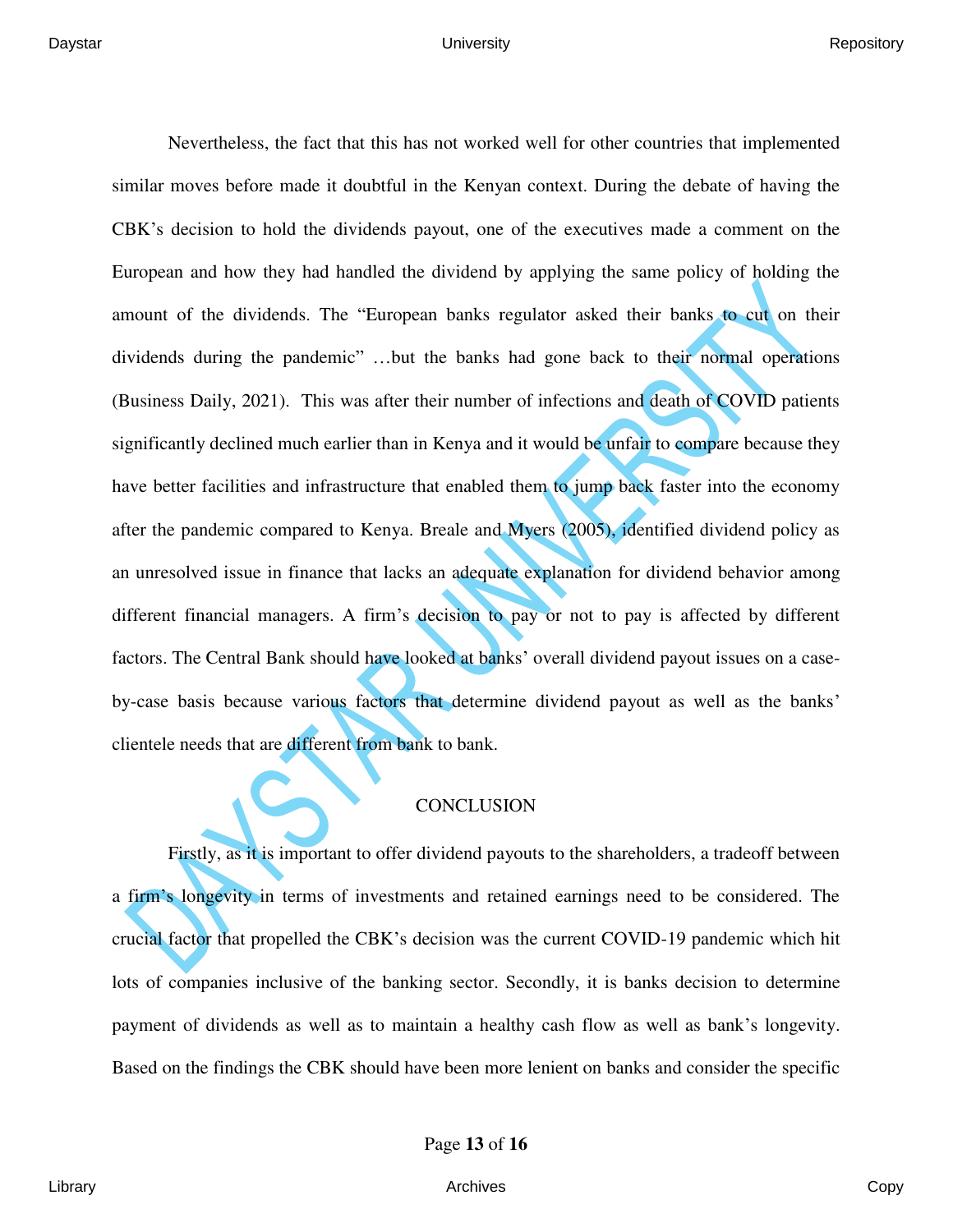Nevertheless, the fact that this has not worked well for other countries that implemented similar moves before made it doubtful in the Kenyan context. During the debate of having the CBK's decision to hold the dividends payout, one of the executives made a comment on the European and how they had handled the dividend by applying the same policy of holding the amount of the dividends. The "European banks regulator asked their banks to cut on their dividends during the pandemic" …but the banks had gone back to their normal operations (Business Daily, 2021). This was after their number of infections and death of COVID patients significantly declined much earlier than in Kenya and it would be unfair to compare because they have better facilities and infrastructure that enabled them to jump back faster into the economy after the pandemic compared to Kenya. Breale and Myers (2005), identified dividend policy as an unresolved issue in finance that lacks an adequate explanation for dividend behavior among different financial managers. A firm's decision to pay or not to pay is affected by different factors. The Central Bank should have looked at banks' overall dividend payout issues on a case-by-case basis because various factors that determine dividend payout as well as the banks' clientele needs that are different from bank to bank.

## CONCLUSION

Firstly, as it is important to offer dividend payouts to the shareholders, a tradeoff between a firm's longevity in terms of investments and retained earnings need to be considered. The crucial factor that propelled the CBK's decision was the current COVID-19 pandemic which hit lots of companies inclusive of the banking sector. Secondly, it is banks decision to determine payment of dividends as well as to maintain a healthy cash flow as well as bank's longevity. Based on the findings the CBK should have been more lenient on banks and consider the specific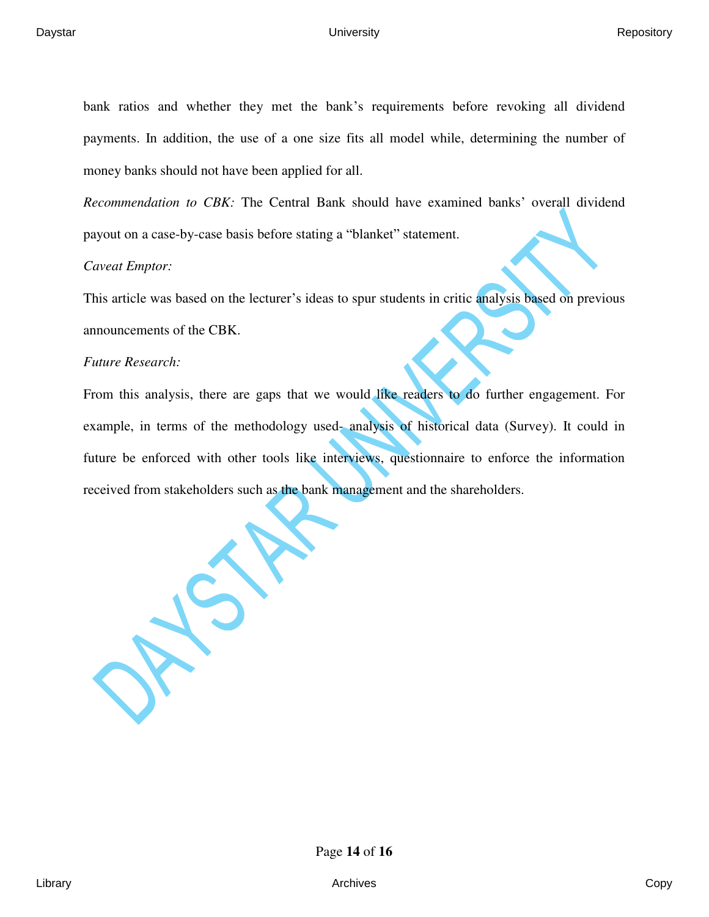bank ratios and whether they met the bank's requirements before revoking all dividend payments. In addition, the use of a one size fits all model while, determining the number of money banks should not have been applied for all.

*Recommendation to CBK:* The Central Bank should have examined banks' overall dividend payout on a case-by-case basis before stating a "blanket" statement.

*Caveat Emptor:*

This article was based on the lecturer's ideas to spur students in critic analysis based on previous announcements of the CBK.

*Future Research:*

From this analysis, there are gaps that we would like readers to do further engagement. For example, in terms of the methodology used- analysis of historical data (Survey). It could in future be enforced with other tools like interviews, questionnaire to enforce the information received from stakeholders such as the bank management and the shareholders.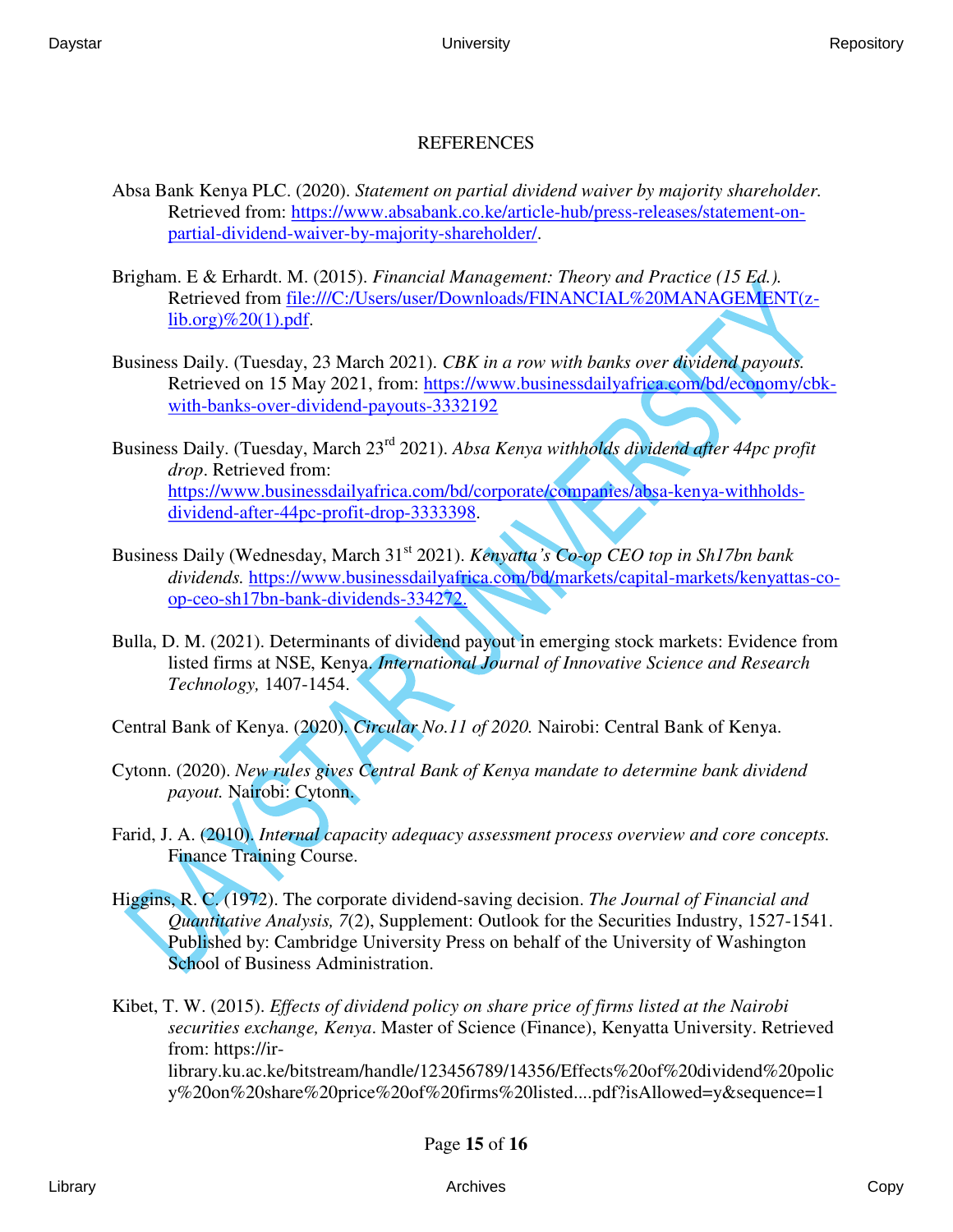# REFERENCES

Absa Bank Kenya PLC. (2020). *Statement on partial dividend waiver by majority shareholder.* Retrieved from: https://www.absabank.co.ke/article-hub/press-releases/statement-on-partial-dividend-waiver-by-majority-shareholder/.

Brigham. E & Erhardt. M. (2015). *Financial Management: Theory and Practice (15 Ed.).* Retrieved from file:///C:/Users/user/Downloads/FINANCIAL%20MANAGEMENT(z-lib.org)%20(1).pdf.

Business Daily. (Tuesday, 23 March 2021). *CBK in a row with banks over dividend payouts.* Retrieved on 15 May 2021, from: https://www.businessdailyafrica.com/bd/economy/cbk-with-banks-over-dividend-payouts-3332192

Business Daily. (Tuesday, March 23rd 2021). *Absa Kenya withholds dividend after 44pc profit drop*. Retrieved from: https://www.businessdailyafrica.com/bd/corporate/companies/absa-kenya-withholds-dividend-after-44pc-profit-drop-3333398.

Business Daily (Wednesday, March 31st 2021). *Kenyatta's Co-op CEO top in Sh17bn bank dividends.* https://www.businessdailyafrica.com/bd/markets/capital-markets/kenyattas-co-op-ceo-sh17bn-bank-dividends-334272.

Bulla, D. M. (2021). Determinants of dividend payout in emerging stock markets: Evidence from listed firms at NSE, Kenya. *International Journal of Innovative Science and Research Technology,* 1407-1454.

Central Bank of Kenya. (2020). *Circular No.11 of 2020.* Nairobi: Central Bank of Kenya.

Cytonn. (2020). *New rules gives Central Bank of Kenya mandate to determine bank dividend payout.* Nairobi: Cytonn.

Farid, J. A. (2010). *Internal capacity adequacy assessment process overview and core concepts.* Finance Training Course.

Higgins, R. C. (1972). The corporate dividend-saving decision. *The Journal of Financial and Quantitative Analysis, 7*(2), Supplement: Outlook for the Securities Industry, 1527-1541. Published by: Cambridge University Press on behalf of the University of Washington School of Business Administration.

Kibet, T. W. (2015). *Effects of dividend policy on share price of firms listed at the Nairobi securities exchange, Kenya*. Master of Science (Finance), Kenyatta University. Retrieved from: https://ir-library.ku.ac.ke/bitstream/handle/123456789/14356/Effects%20of%20dividend%20policy%20on%20share%20price%20of%20firms%20listed....pdf?isAllowed=y&sequence=1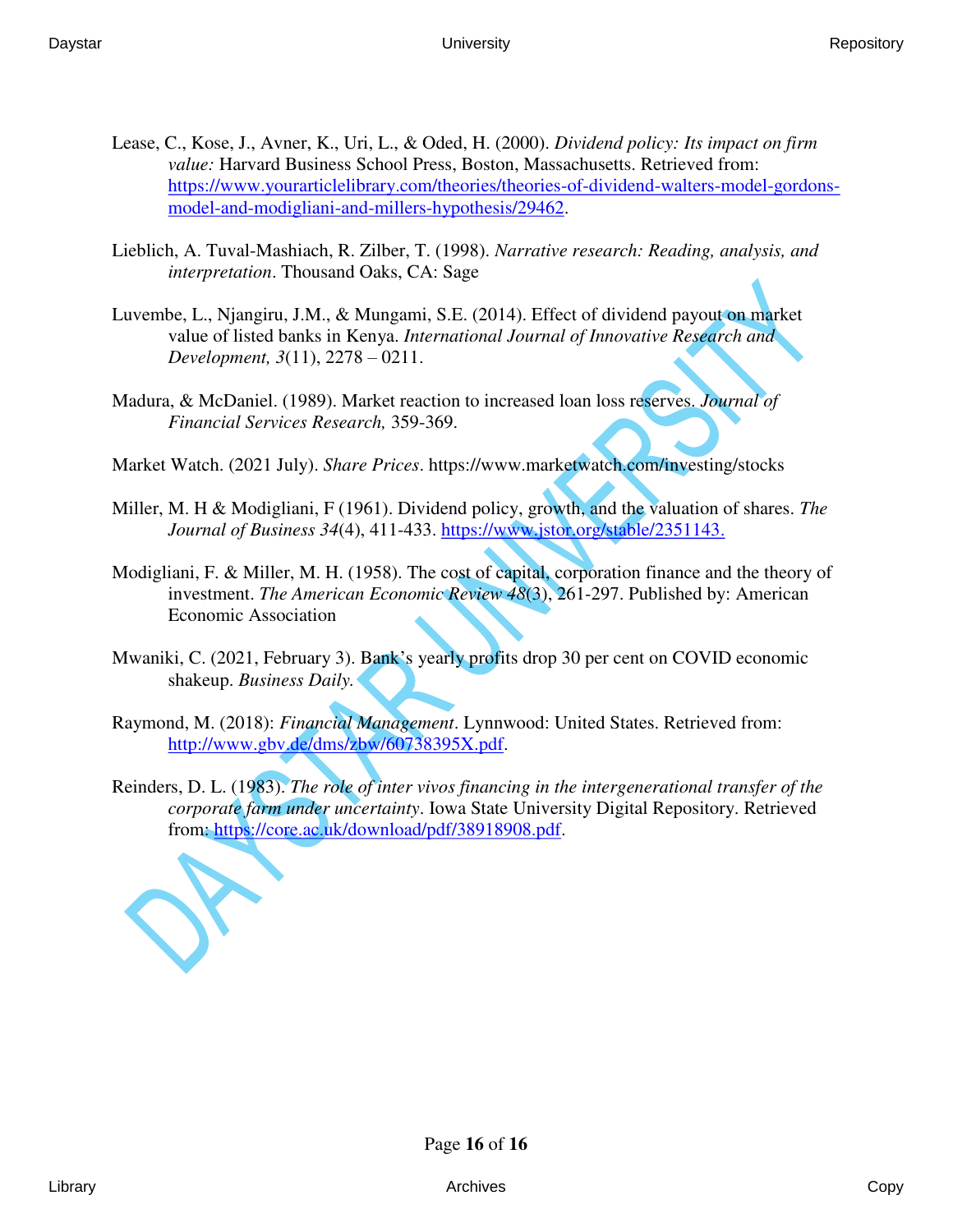Lease, C., Kose, J., Avner, K., Uri, L., & Oded, H. (2000). *Dividend policy: Its impact on firm value:* Harvard Business School Press, Boston, Massachusetts. Retrieved from: https://www.yourarticlelibrary.com/theories/theories-of-dividend-walters-model-gordons-model-and-modigliani-and-millers-hypothesis/29462.

Lieblich, A. Tuval-Mashiach, R. Zilber, T. (1998). *Narrative research: Reading, analysis, and interpretation*. Thousand Oaks, CA: Sage

Luvembe, L., Njangiru, J.M., & Mungami, S.E. (2014). Effect of dividend payout on market value of listed banks in Kenya. *International Journal of Innovative Research and Development, 3*(11), 2278 – 0211.

Madura, & McDaniel. (1989). Market reaction to increased loan loss reserves. *Journal of Financial Services Research,* 359-369.

Market Watch. (2021 July). *Share Prices*. https://www.marketwatch.com/investing/stocks

Miller, M. H & Modigliani, F (1961). Dividend policy, growth, and the valuation of shares. *The Journal of Business 34*(4), 411-433. https://www.jstor.org/stable/2351143.

Modigliani, F. & Miller, M. H. (1958). The cost of capital, corporation finance and the theory of investment. *The American Economic Review 48*(3), 261-297. Published by: American Economic Association

Mwaniki, C. (2021, February 3). Bank's yearly profits drop 30 per cent on COVID economic shakeup. *Business Daily.*

Raymond, M. (2018): *Financial Management*. Lynnwood: United States. Retrieved from: http://www.gbv.de/dms/zbw/60738395X.pdf.

Reinders, D. L. (1983). *The role of inter vivos financing in the intergenerational transfer of the corporate farm under uncertainty*. Iowa State University Digital Repository. Retrieved from: https://core.ac.uk/download/pdf/38918908.pdf.